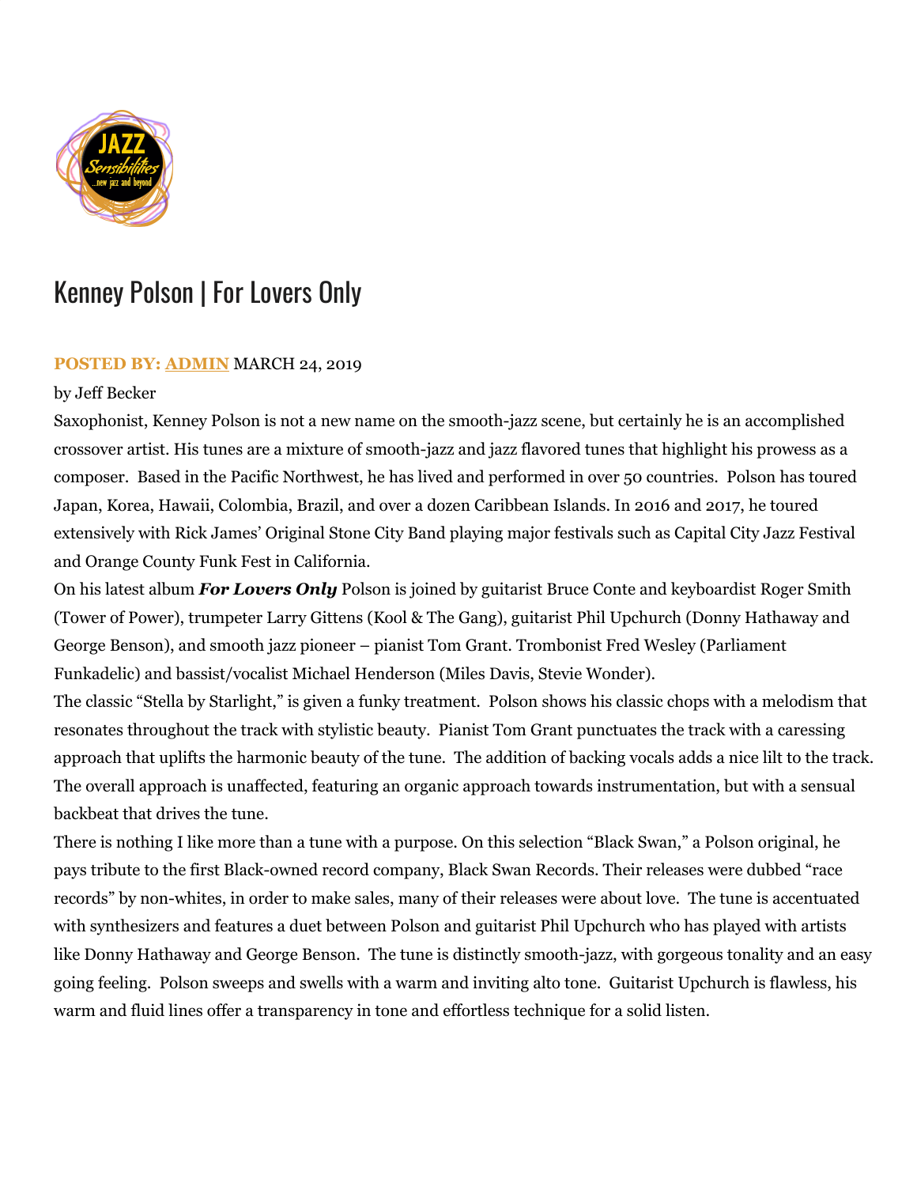# Kenney Polson | For Lovers Only

**POSTED BY: ADMIN** MARCH 24, 2019

by Jeff Becker

Saxophonist, Kenney Polson is not a new name on the smooth-jazz scene, but certainly he is an accomplished crossover artist. His tunes are a mixture of smooth-jazz and jazz flavored tunes that highlight his prowess as a composer. Based in the Pacific Northwest, he has lived and performed in over 50 countries. Polson has toured Japan, Korea, Hawaii, Colombia, Brazil, and over a dozen Caribbean Islands. In 2016 and 2017, he toured extensively with Rick James' Original Stone City Band playing major festivals such as Capital City Jazz Festival and Orange County Funk Fest in California.

On his latest album ***For Lovers Only*** Polson is joined by guitarist Bruce Conte and keyboardist Roger Smith (Tower of Power), trumpeter Larry Gittens (Kool & The Gang), guitarist Phil Upchurch (Donny Hathaway and George Benson), and smooth jazz pioneer – pianist Tom Grant. Trombonist Fred Wesley (Parliament Funkadelic) and bassist/vocalist Michael Henderson (Miles Davis, Stevie Wonder).

The classic "Stella by Starlight," is given a funky treatment. Polson shows his classic chops with a melodism that resonates throughout the track with stylistic beauty. Pianist Tom Grant punctuates the track with a caressing approach that uplifts the harmonic beauty of the tune. The addition of backing vocals adds a nice lilt to the track. The overall approach is unaffected, featuring an organic approach towards instrumentation, but with a sensual backbeat that drives the tune.

There is nothing I like more than a tune with a purpose. On this selection "Black Swan," a Polson original, he pays tribute to the first Black-owned record company, Black Swan Records. Their releases were dubbed "race records" by non-whites, in order to make sales, many of their releases were about love. The tune is accentuated with synthesizers and features a duet between Polson and guitarist Phil Upchurch who has played with artists like Donny Hathaway and George Benson. The tune is distinctly smooth-jazz, with gorgeous tonality and an easy going feeling. Polson sweeps and swells with a warm and inviting alto tone. Guitarist Upchurch is flawless, his warm and fluid lines offer a transparency in tone and effortless technique for a solid listen.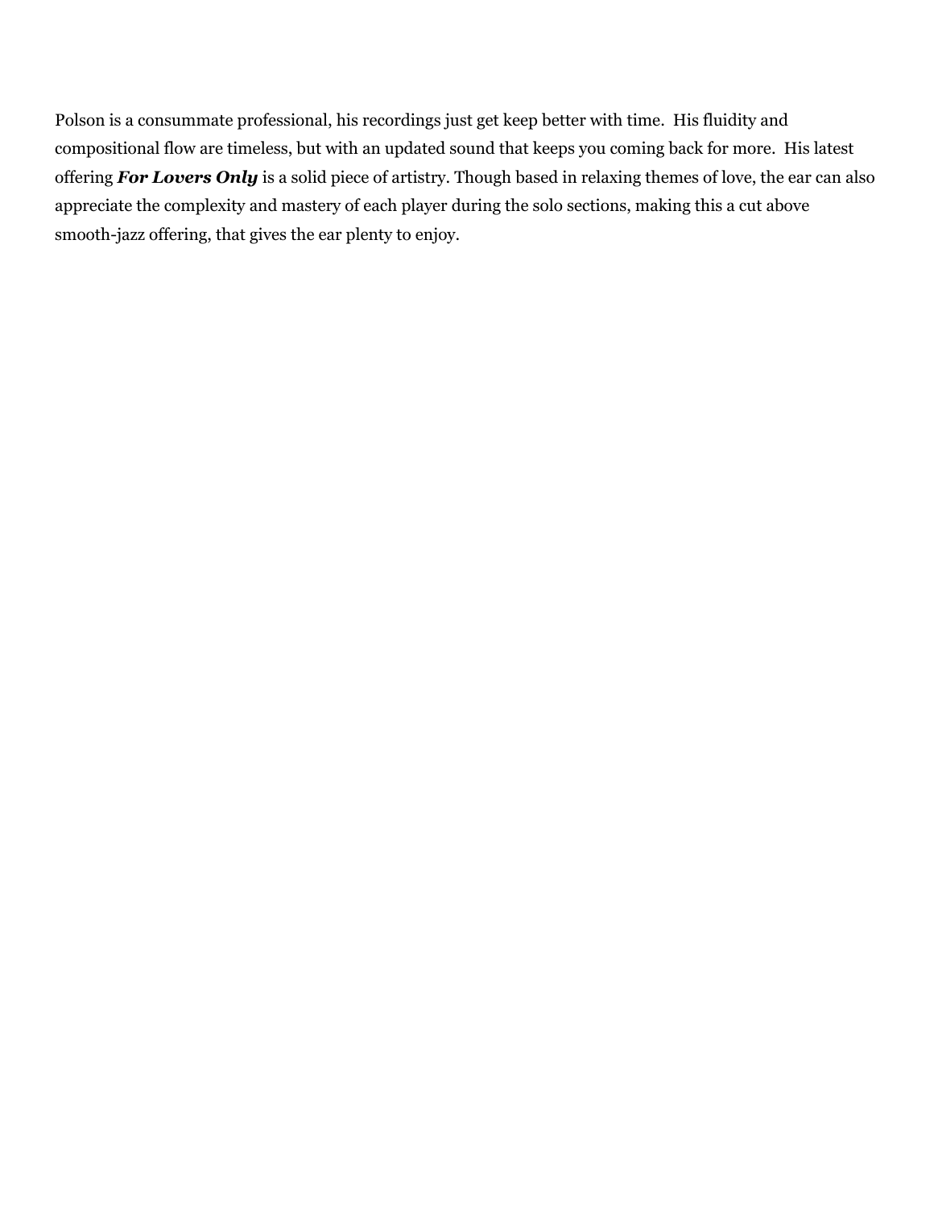Polson is a consummate professional, his recordings just get keep better with time.  His fluidity and compositional flow are timeless, but with an updated sound that keeps you coming back for more.  His latest offering ***For Lovers Only*** is a solid piece of artistry. Though based in relaxing themes of love, the ear can also appreciate the complexity and mastery of each player during the solo sections, making this a cut above smooth-jazz offering, that gives the ear plenty to enjoy.